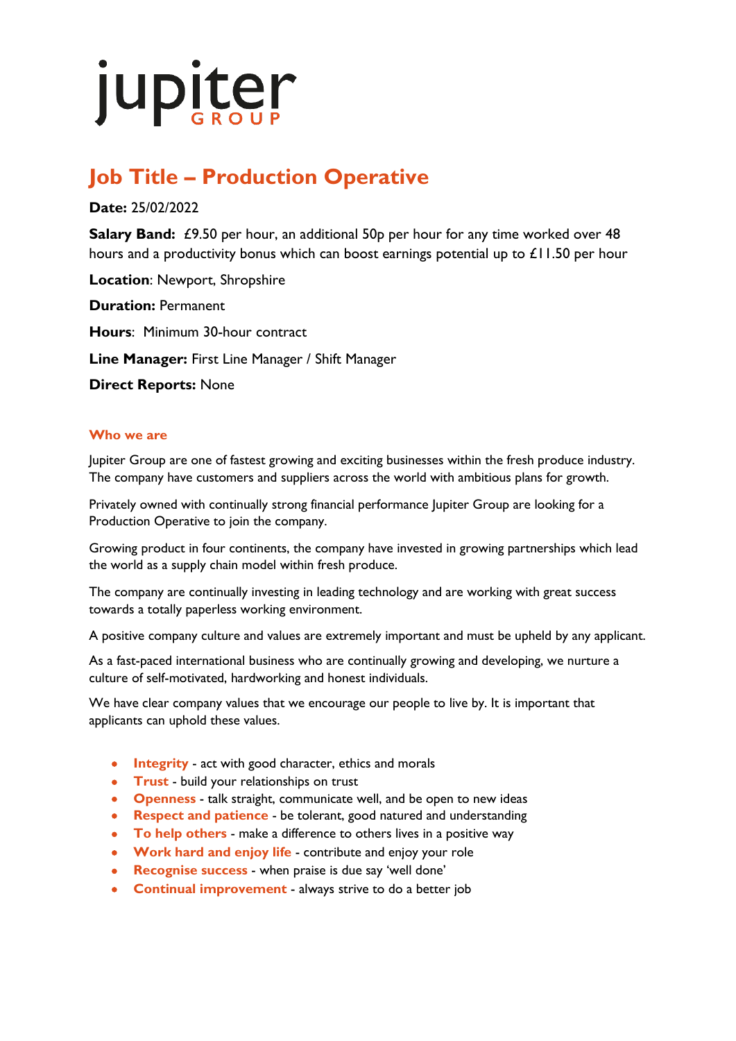jupiter
GROUP

# Job Title – Production Operative

**Date:** 25/02/2022

**Salary Band:** £9.50 per hour, an additional 50p per hour for any time worked over 48 hours and a productivity bonus which can boost earnings potential up to £11.50 per hour

**Location**: Newport, Shropshire

**Duration:** Permanent

**Hours**: Minimum 30-hour contract

**Line Manager:** First Line Manager / Shift Manager

**Direct Reports:** None

## Who we are

Jupiter Group are one of fastest growing and exciting businesses within the fresh produce industry. The company have customers and suppliers across the world with ambitious plans for growth.

Privately owned with continually strong financial performance Jupiter Group are looking for a Production Operative to join the company.

Growing product in four continents, the company have invested in growing partnerships which lead the world as a supply chain model within fresh produce.

The company are continually investing in leading technology and are working with great success towards a totally paperless working environment.

A positive company culture and values are extremely important and must be upheld by any applicant.

As a fast-paced international business who are continually growing and developing, we nurture a culture of self-motivated, hardworking and honest individuals.

We have clear company values that we encourage our people to live by. It is important that applicants can uphold these values.

- **Integrity** - act with good character, ethics and morals
- **Trust** - build your relationships on trust
- **Openness** - talk straight, communicate well, and be open to new ideas
- **Respect and patience** - be tolerant, good natured and understanding
- **To help others** - make a difference to others lives in a positive way
- **Work hard and enjoy life** - contribute and enjoy your role
- **Recognise success** - when praise is due say 'well done'
- **Continual improvement** - always strive to do a better job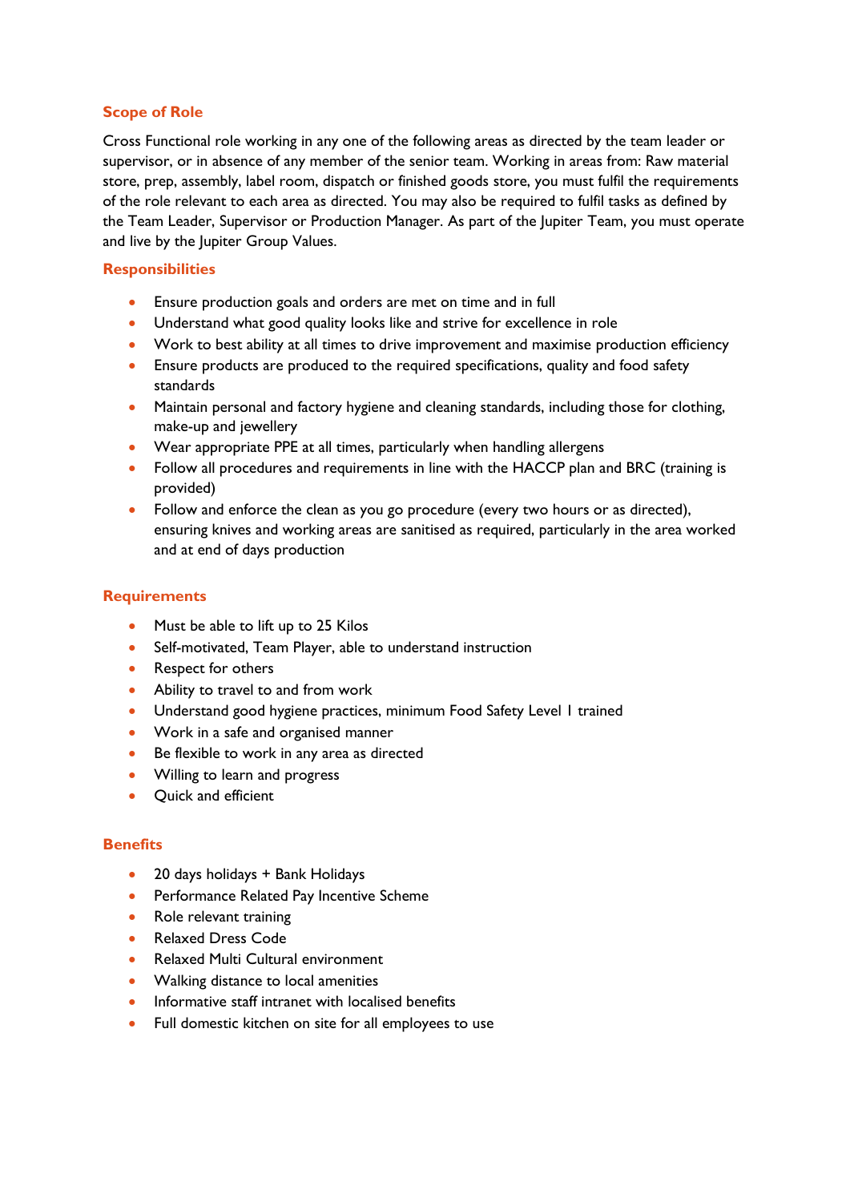## Scope of Role

Cross Functional role working in any one of the following areas as directed by the team leader or supervisor, or in absence of any member of the senior team. Working in areas from: Raw material store, prep, assembly, label room, dispatch or finished goods store, you must fulfil the requirements of the role relevant to each area as directed. You may also be required to fulfil tasks as defined by the Team Leader, Supervisor or Production Manager. As part of the Jupiter Team, you must operate and live by the Jupiter Group Values.

## Responsibilities

- Ensure production goals and orders are met on time and in full
- Understand what good quality looks like and strive for excellence in role
- Work to best ability at all times to drive improvement and maximise production efficiency
- Ensure products are produced to the required specifications, quality and food safety standards
- Maintain personal and factory hygiene and cleaning standards, including those for clothing, make-up and jewellery
- Wear appropriate PPE at all times, particularly when handling allergens
- Follow all procedures and requirements in line with the HACCP plan and BRC (training is provided)
- Follow and enforce the clean as you go procedure (every two hours or as directed), ensuring knives and working areas are sanitised as required, particularly in the area worked and at end of days production

## Requirements

- Must be able to lift up to 25 Kilos
- Self-motivated, Team Player, able to understand instruction
- Respect for others
- Ability to travel to and from work
- Understand good hygiene practices, minimum Food Safety Level 1 trained
- Work in a safe and organised manner
- Be flexible to work in any area as directed
- Willing to learn and progress
- Quick and efficient

## Benefits

- 20 days holidays + Bank Holidays
- Performance Related Pay Incentive Scheme
- Role relevant training
- Relaxed Dress Code
- Relaxed Multi Cultural environment
- Walking distance to local amenities
- Informative staff intranet with localised benefits
- Full domestic kitchen on site for all employees to use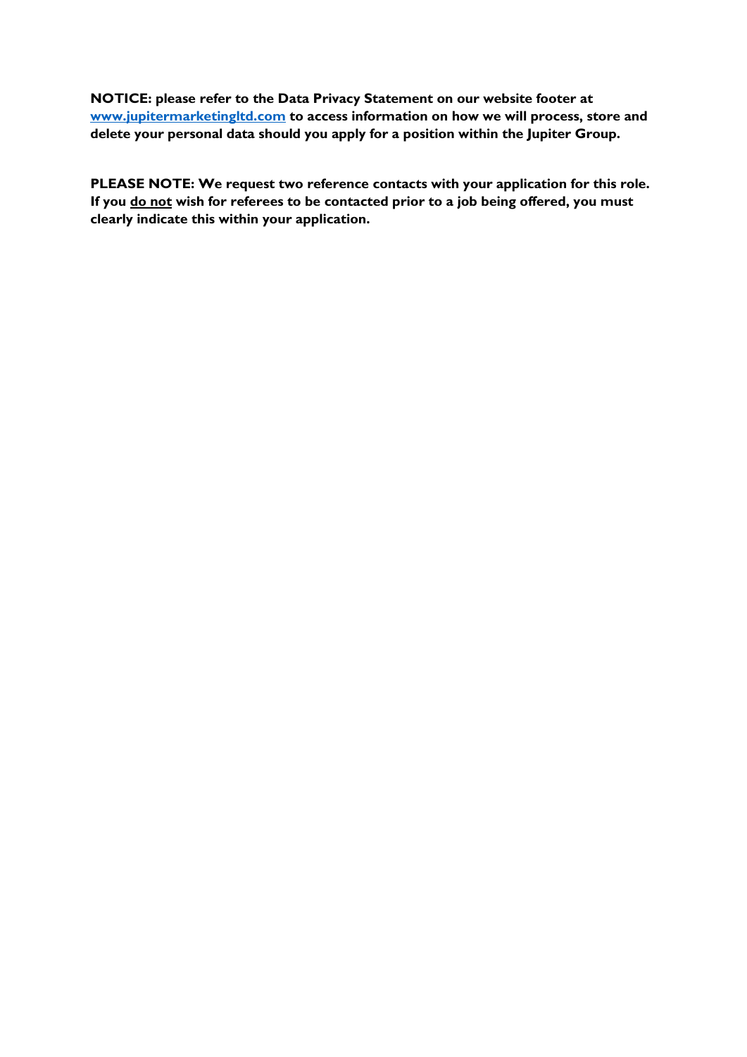**NOTICE: please refer to the Data Privacy Statement on our website footer at [www.jupitermarketingltd.com](http://www.jupitermarketingltd.com) to access information on how we will process, store and delete your personal data should you apply for a position within the Jupiter Group.**

**PLEASE NOTE: We request two reference contacts with your application for this role. If you <u>do not</u> wish for referees to be contacted prior to a job being offered, you must clearly indicate this within your application.**